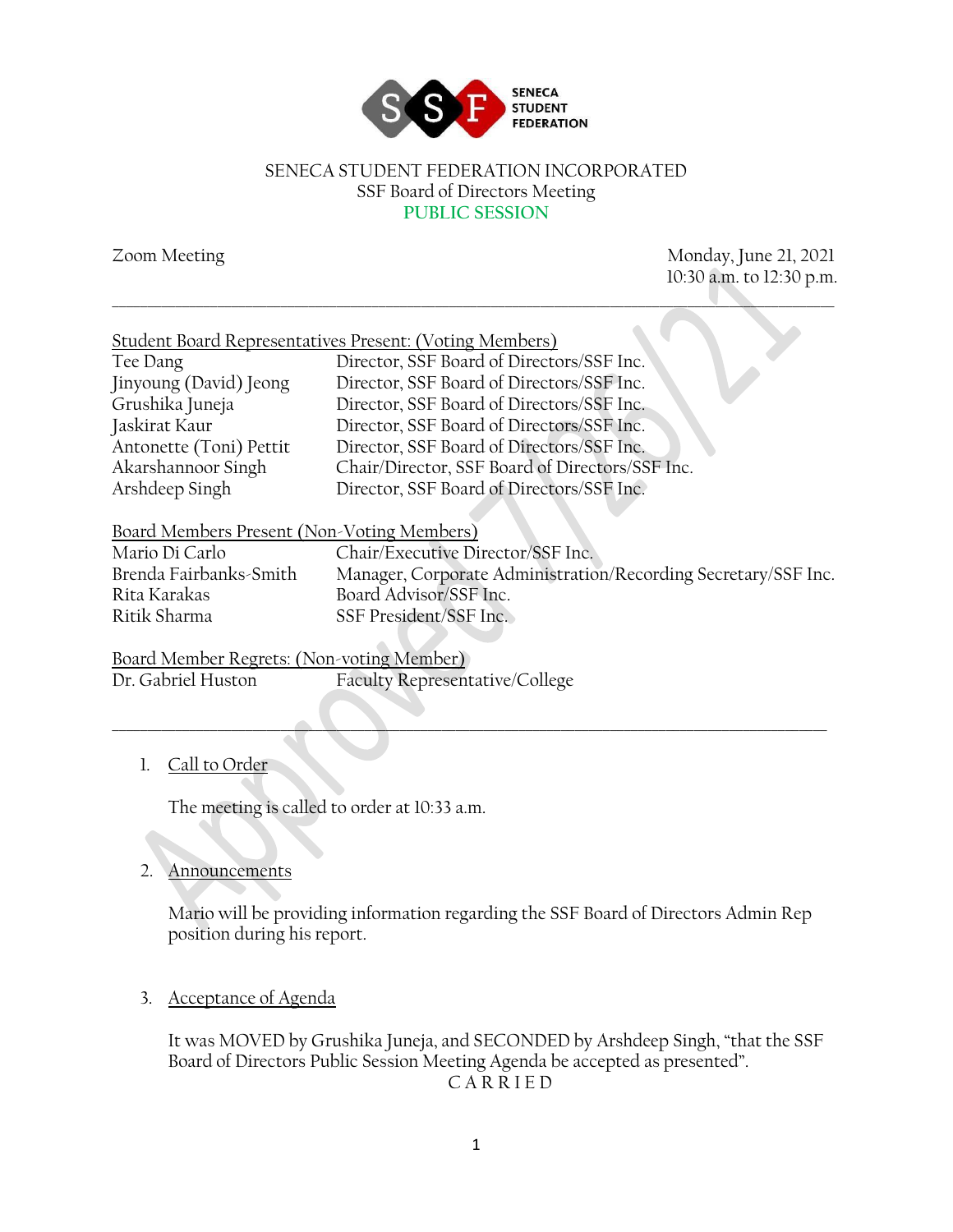SENECA STUDENT FEDERATION

SENECA STUDENT FEDERATION INCORPORATED
SSF Board of Directors Meeting
**PUBLIC SESSION**

Zoom Meeting

Monday, June 21, 2021
10:30 a.m. to 12:30 p.m.

---

Student Board Representatives Present: (Voting Members)

| | |
|---|---|
| Tee Dang | Director, SSF Board of Directors/SSF Inc. |
| Jinyoung (David) Jeong | Director, SSF Board of Directors/SSF Inc. |
| Grushika Juneja | Director, SSF Board of Directors/SSF Inc. |
| Jaskirat Kaur | Director, SSF Board of Directors/SSF Inc. |
| Antonette (Toni) Pettit | Director, SSF Board of Directors/SSF Inc. |
| Akarshannoor Singh | Chair/Director, SSF Board of Directors/SSF Inc. |
| Arshdeep Singh | Director, SSF Board of Directors/SSF Inc. |

Board Members Present (Non-Voting Members)

| | |
|---|---|
| Mario Di Carlo | Chair/Executive Director/SSF Inc. |
| Brenda Fairbanks-Smith | Manager, Corporate Administration/Recording Secretary/SSF Inc. |
| Rita Karakas | Board Advisor/SSF Inc. |
| Ritik Sharma | SSF President/SSF Inc. |

Board Member Regrets: (Non-voting Member)

| | |
|---|---|
| Dr. Gabriel Huston | Faculty Representative/College |

---

1. Call to Order

   The meeting is called to order at 10:33 a.m.

2. Announcements

   Mario will be providing information regarding the SSF Board of Directors Admin Rep position during his report.

3. Acceptance of Agenda

   It was MOVED by Grushika Juneja, and SECONDED by Arshdeep Singh, "that the SSF Board of Directors Public Session Meeting Agenda be accepted as presented".

   C A R R I E D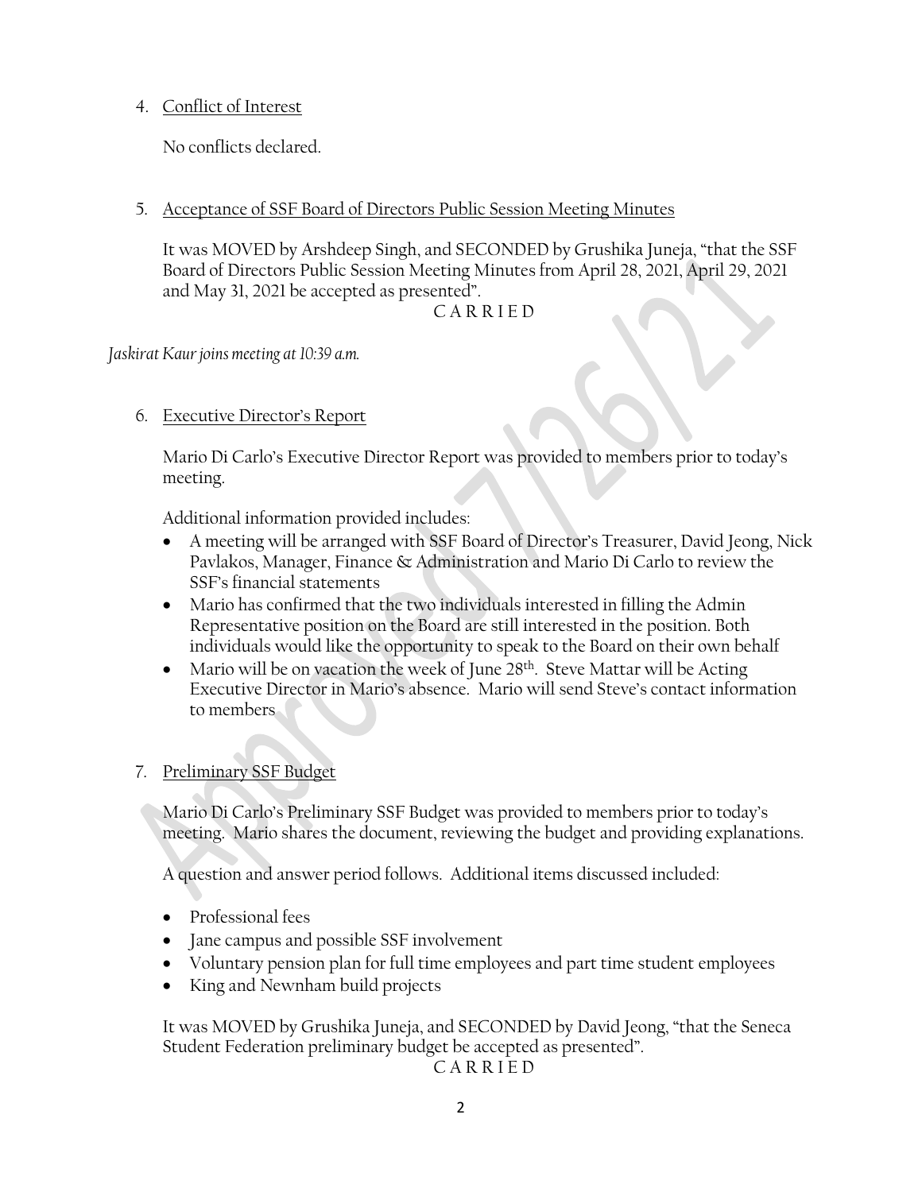4. Conflict of Interest

   No conflicts declared.

5. Acceptance of SSF Board of Directors Public Session Meeting Minutes

   It was MOVED by Arshdeep Singh, and SECONDED by Grushika Juneja, "that the SSF Board of Directors Public Session Meeting Minutes from April 28, 2021, April 29, 2021 and May 31, 2021 be accepted as presented".

   C A R R I E D

*Jaskirat Kaur joins meeting at 10:39 a.m.*

6. Executive Director's Report

   Mario Di Carlo's Executive Director Report was provided to members prior to today's meeting.

   Additional information provided includes:

   - A meeting will be arranged with SSF Board of Director's Treasurer, David Jeong, Nick Pavlakos, Manager, Finance & Administration and Mario Di Carlo to review the SSF's financial statements
   - Mario has confirmed that the two individuals interested in filling the Admin Representative position on the Board are still interested in the position. Both individuals would like the opportunity to speak to the Board on their own behalf
   - Mario will be on vacation the week of June 28th. Steve Mattar will be Acting Executive Director in Mario's absence. Mario will send Steve's contact information to members

7. Preliminary SSF Budget

   Mario Di Carlo's Preliminary SSF Budget was provided to members prior to today's meeting. Mario shares the document, reviewing the budget and providing explanations.

   A question and answer period follows. Additional items discussed included:

   - Professional fees
   - Jane campus and possible SSF involvement
   - Voluntary pension plan for full time employees and part time student employees
   - King and Newnham build projects

   It was MOVED by Grushika Juneja, and SECONDED by David Jeong, "that the Seneca Student Federation preliminary budget be accepted as presented".

   C A R R I E D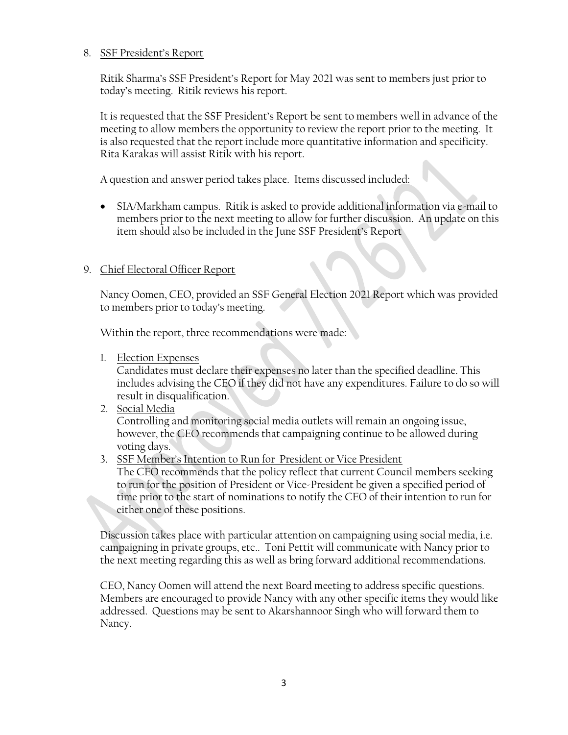8. SSF President's Report

   Ritik Sharma's SSF President's Report for May 2021 was sent to members just prior to today's meeting. Ritik reviews his report.

   It is requested that the SSF President's Report be sent to members well in advance of the meeting to allow members the opportunity to review the report prior to the meeting. It is also requested that the report include more quantitative information and specificity. Rita Karakas will assist Ritik with his report.

   A question and answer period takes place. Items discussed included:

   - SIA/Markham campus. Ritik is asked to provide additional information via e-mail to members prior to the next meeting to allow for further discussion. An update on this item should also be included in the June SSF President's Report

9. Chief Electoral Officer Report

   Nancy Oomen, CEO, provided an SSF General Election 2021 Report which was provided to members prior to today's meeting.

   Within the report, three recommendations were made:

   1. Election Expenses
      Candidates must declare their expenses no later than the specified deadline. This includes advising the CEO if they did not have any expenditures. Failure to do so will result in disqualification.
   2. Social Media
      Controlling and monitoring social media outlets will remain an ongoing issue, however, the CEO recommends that campaigning continue to be allowed during voting days.
   3. SSF Member's Intention to Run for President or Vice President
      The CEO recommends that the policy reflect that current Council members seeking to run for the position of President or Vice-President be given a specified period of time prior to the start of nominations to notify the CEO of their intention to run for either one of these positions.

   Discussion takes place with particular attention on campaigning using social media, i.e. campaigning in private groups, etc.. Toni Pettit will communicate with Nancy prior to the next meeting regarding this as well as bring forward additional recommendations.

   CEO, Nancy Oomen will attend the next Board meeting to address specific questions. Members are encouraged to provide Nancy with any other specific items they would like addressed. Questions may be sent to Akarshannoor Singh who will forward them to Nancy.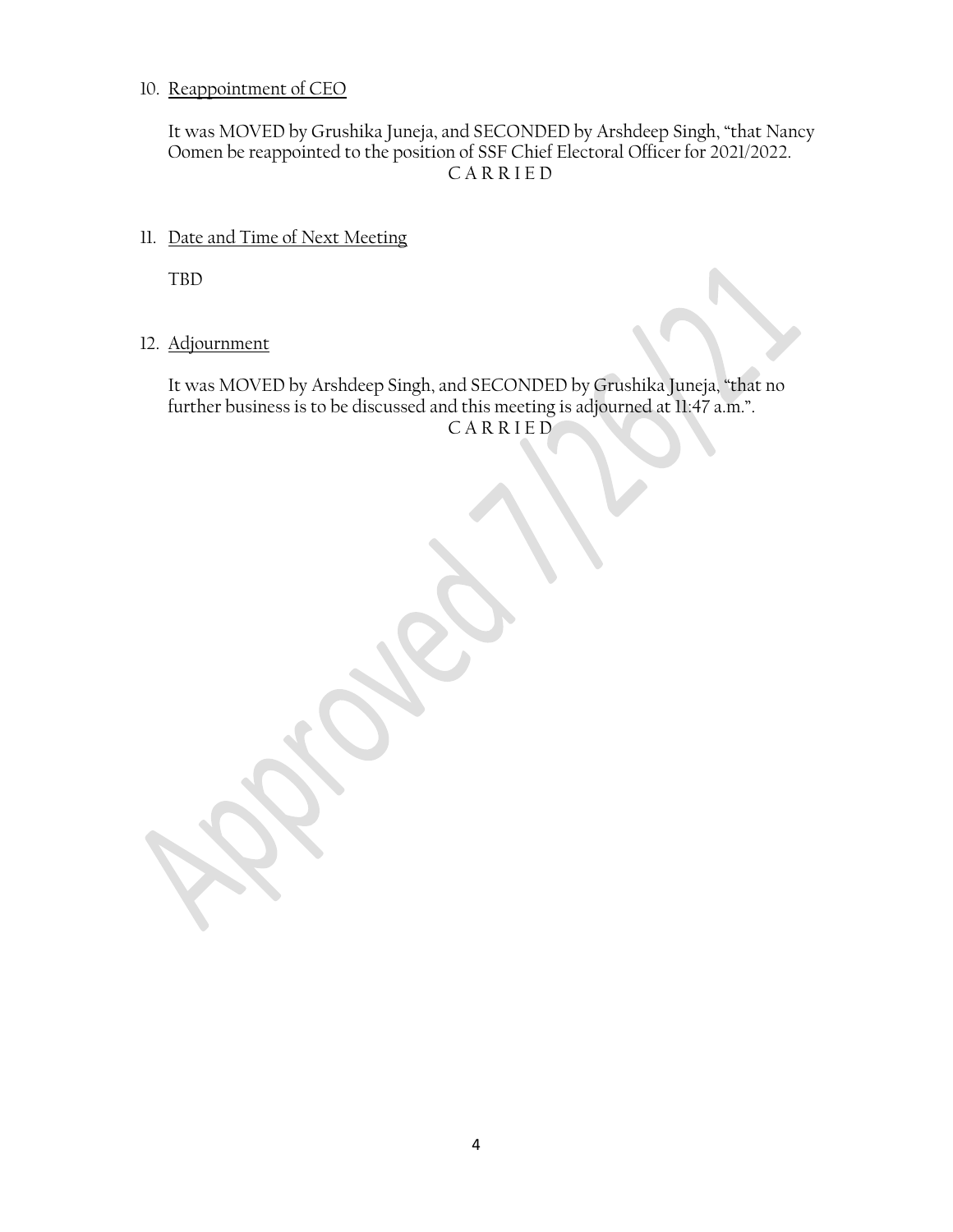10. Reappointment of CEO

    It was MOVED by Grushika Juneja, and SECONDED by Arshdeep Singh, "that Nancy Oomen be reappointed to the position of SSF Chief Electoral Officer for 2021/2022.

    C A R R I E D

11. Date and Time of Next Meeting

    TBD

12. Adjournment

    It was MOVED by Arshdeep Singh, and SECONDED by Grushika Juneja, "that no further business is to be discussed and this meeting is adjourned at 11:47 a.m.".

    C A R R I E D

Approved 7/26/21